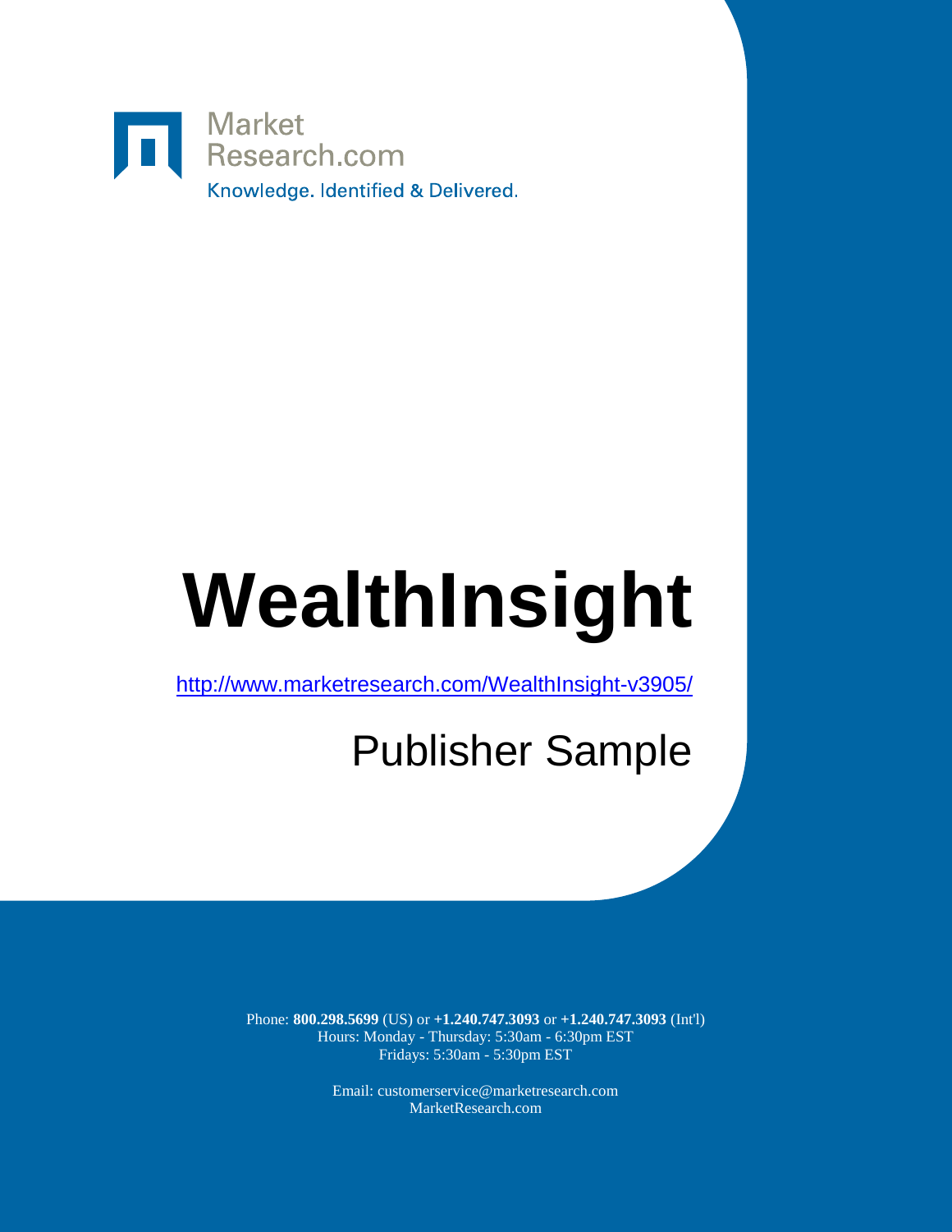Market Research.com

Knowledge. Identified & Delivered.

# WealthInsight

http://www.marketresearch.com/WealthInsight-v3905/

## Publisher Sample

Phone: **800.298.5699** (US) or **+1.240.747.3093** or **+1.240.747.3093** (Int'l)
Hours: Monday - Thursday: 5:30am - 6:30pm EST
Fridays: 5:30am - 5:30pm EST

Email: customerservice@marketresearch.com
MarketResearch.com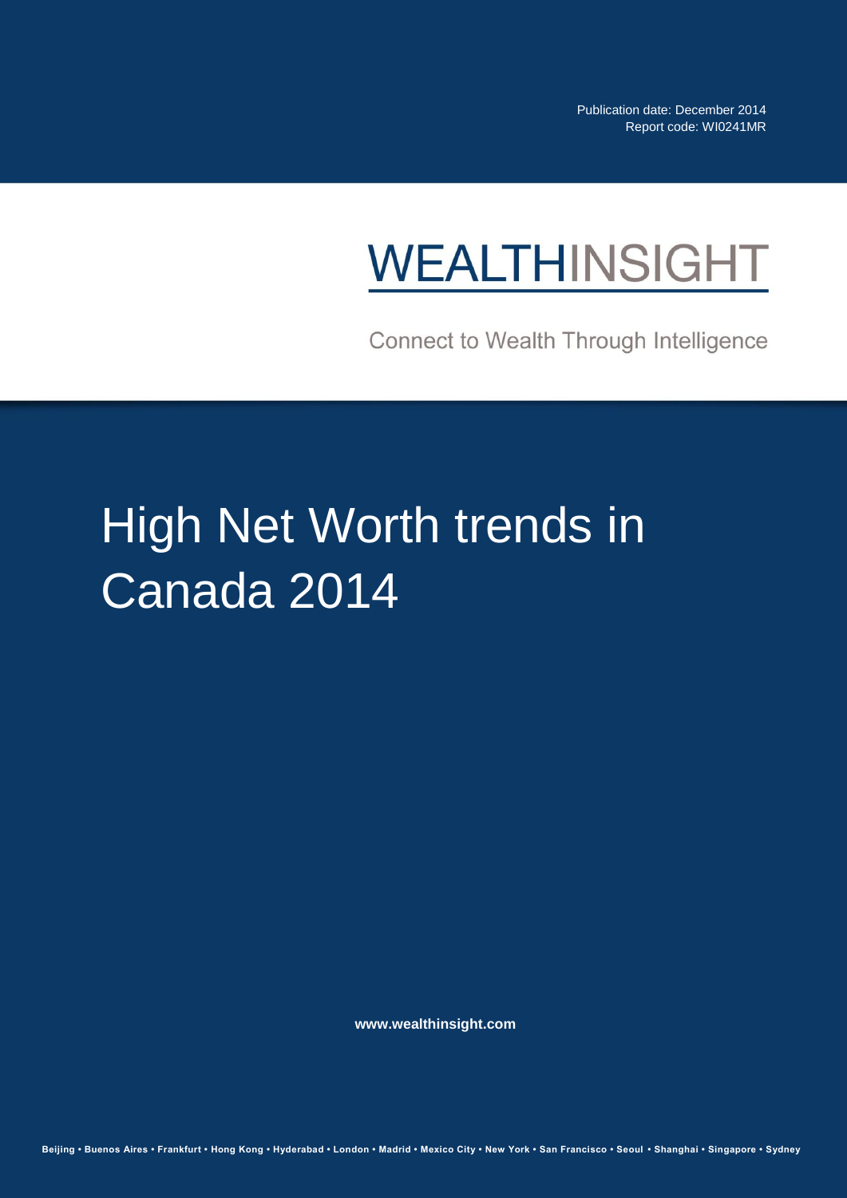Publication date: December 2014
Report code: WI0241MR

WEALTHINSIGHT

Connect to Wealth Through Intelligence

# High Net Worth trends in Canada 2014

**www.wealthinsight.com**

**Beijing • Buenos Aires • Frankfurt • Hong Kong • Hyderabad • London • Madrid • Mexico City • New York • San Francisco • Seoul • Shanghai • Singapore • Sydney**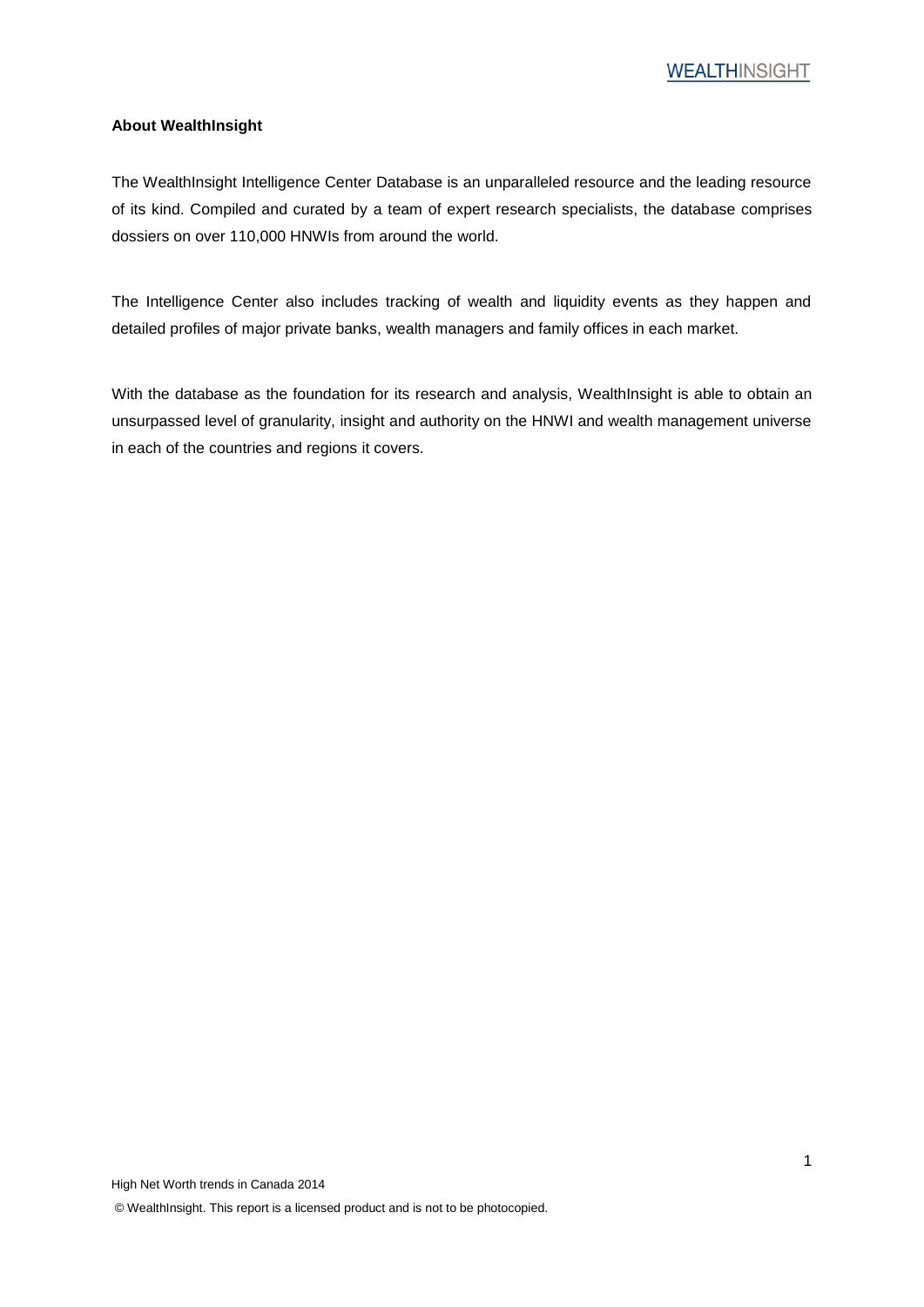**About WealthInsight**

The WealthInsight Intelligence Center Database is an unparalleled resource and the leading resource of its kind. Compiled and curated by a team of expert research specialists, the database comprises dossiers on over 110,000 HNWIs from around the world.

The Intelligence Center also includes tracking of wealth and liquidity events as they happen and detailed profiles of major private banks, wealth managers and family offices in each market.

With the database as the foundation for its research and analysis, WealthInsight is able to obtain an unsurpassed level of granularity, insight and authority on the HNWI and wealth management universe in each of the countries and regions it covers.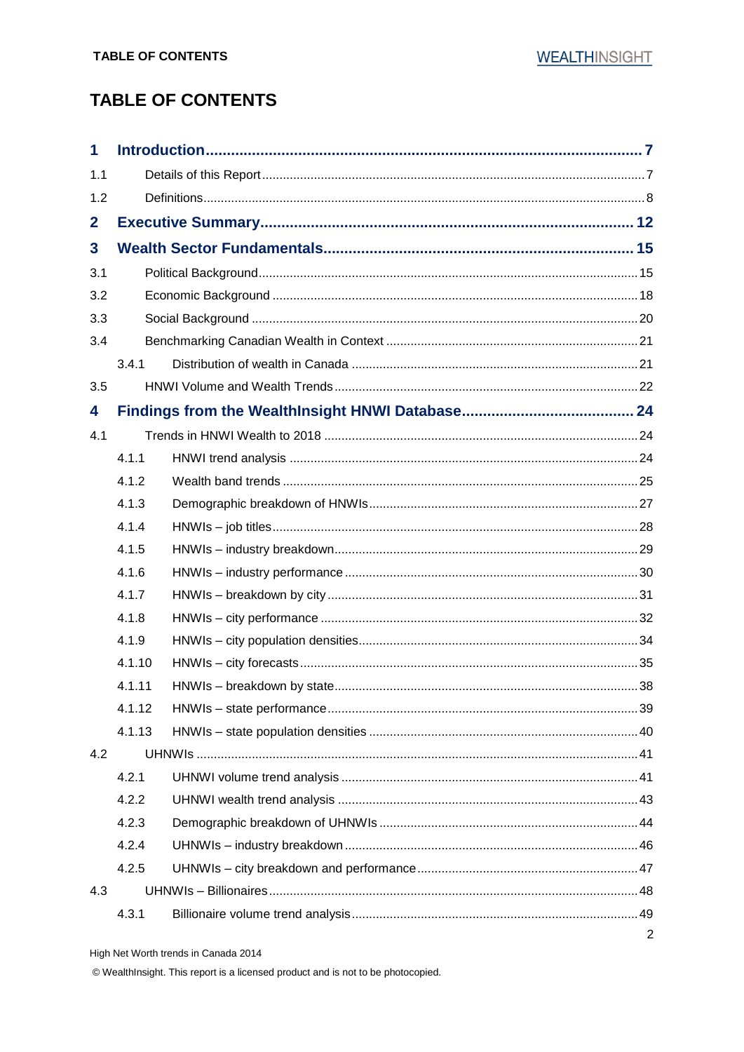# TABLE OF CONTENTS

| | | |
|---|---|---|
| **1** | **Introduction** | **7** |
| 1.1 | Details of this Report | 7 |
| 1.2 | Definitions | 8 |
| **2** | **Executive Summary** | **12** |
| **3** | **Wealth Sector Fundamentals** | **15** |
| 3.1 | Political Background | 15 |
| 3.2 | Economic Background | 18 |
| 3.3 | Social Background | 20 |
| 3.4 | Benchmarking Canadian Wealth in Context | 21 |
| 3.4.1 | Distribution of wealth in Canada | 21 |
| 3.5 | HNWI Volume and Wealth Trends | 22 |
| **4** | **Findings from the WealthInsight HNWI Database** | **24** |
| 4.1 | Trends in HNWI Wealth to 2018 | 24 |
| 4.1.1 | HNWI trend analysis | 24 |
| 4.1.2 | Wealth band trends | 25 |
| 4.1.3 | Demographic breakdown of HNWIs | 27 |
| 4.1.4 | HNWIs – job titles | 28 |
| 4.1.5 | HNWIs – industry breakdown | 29 |
| 4.1.6 | HNWIs – industry performance | 30 |
| 4.1.7 | HNWIs – breakdown by city | 31 |
| 4.1.8 | HNWIs – city performance | 32 |
| 4.1.9 | HNWIs – city population densities | 34 |
| 4.1.10 | HNWIs – city forecasts | 35 |
| 4.1.11 | HNWIs – breakdown by state | 38 |
| 4.1.12 | HNWIs – state performance | 39 |
| 4.1.13 | HNWIs – state population densities | 40 |
| 4.2 | UHNWIs | 41 |
| 4.2.1 | UHNWI volume trend analysis | 41 |
| 4.2.2 | UHNWI wealth trend analysis | 43 |
| 4.2.3 | Demographic breakdown of UHNWIs | 44 |
| 4.2.4 | UHNWIs – industry breakdown | 46 |
| 4.2.5 | UHNWIs – city breakdown and performance | 47 |
| 4.3 | UHNWIs – Billionaires | 48 |
| 4.3.1 | Billionaire volume trend analysis | 49 |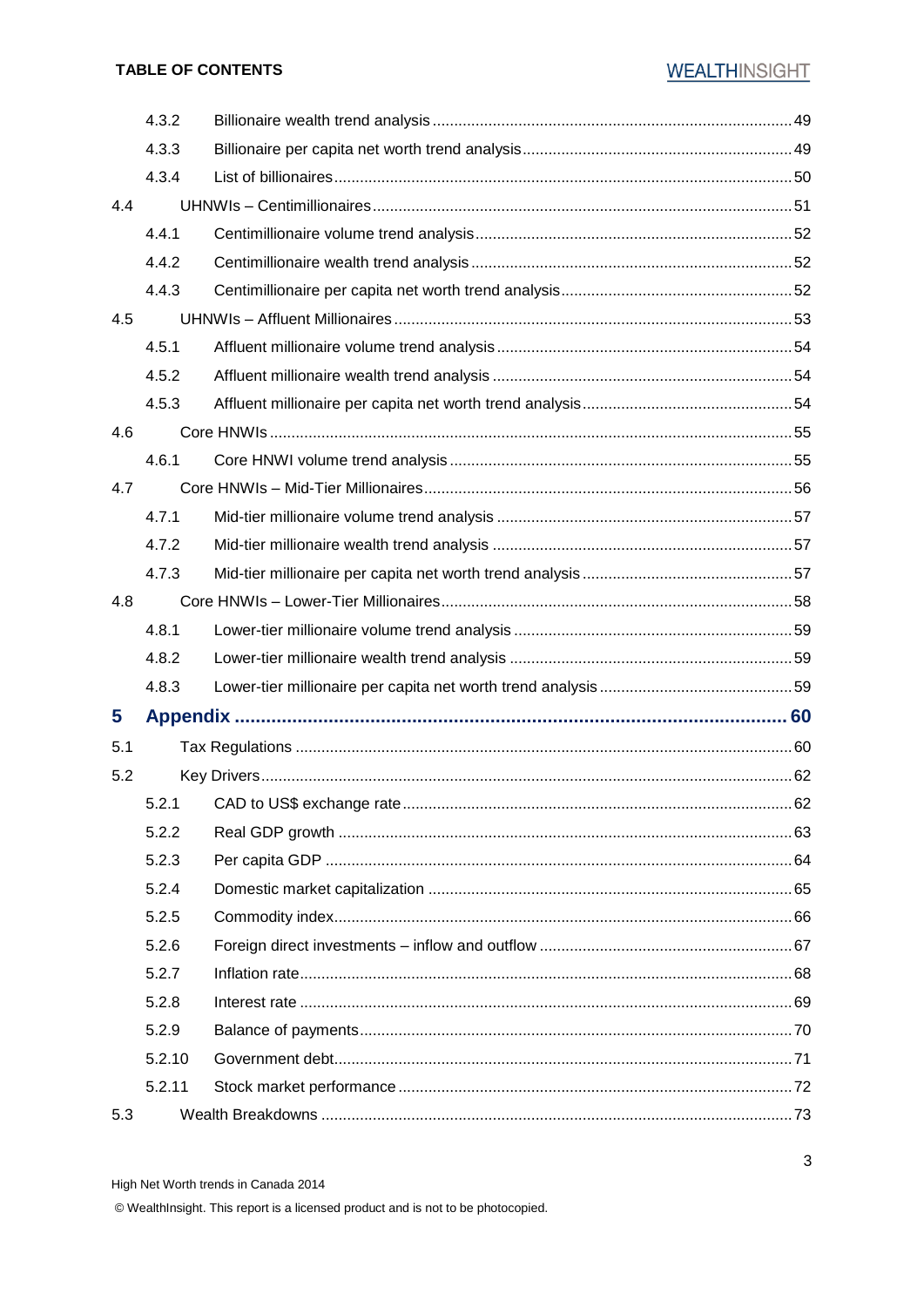| | | |
|---|---|---|
| 4.3.2 | Billionaire wealth trend analysis | 49 |
| 4.3.3 | Billionaire per capita net worth trend analysis | 49 |
| 4.3.4 | List of billionaires | 50 |
| 4.4 | UHNWIs – Centimillionaires | 51 |
| 4.4.1 | Centimillionaire volume trend analysis | 52 |
| 4.4.2 | Centimillionaire wealth trend analysis | 52 |
| 4.4.3 | Centimillionaire per capita net worth trend analysis | 52 |
| 4.5 | UHNWIs – Affluent Millionaires | 53 |
| 4.5.1 | Affluent millionaire volume trend analysis | 54 |
| 4.5.2 | Affluent millionaire wealth trend analysis | 54 |
| 4.5.3 | Affluent millionaire per capita net worth trend analysis | 54 |
| 4.6 | Core HNWIs | 55 |
| 4.6.1 | Core HNWI volume trend analysis | 55 |
| 4.7 | Core HNWIs – Mid-Tier Millionaires | 56 |
| 4.7.1 | Mid-tier millionaire volume trend analysis | 57 |
| 4.7.2 | Mid-tier millionaire wealth trend analysis | 57 |
| 4.7.3 | Mid-tier millionaire per capita net worth trend analysis | 57 |
| 4.8 | Core HNWIs – Lower-Tier Millionaires | 58 |
| 4.8.1 | Lower-tier millionaire volume trend analysis | 59 |
| 4.8.2 | Lower-tier millionaire wealth trend analysis | 59 |
| 4.8.3 | Lower-tier millionaire per capita net worth trend analysis | 59 |
| **5** | **Appendix** | **60** |
| 5.1 | Tax Regulations | 60 |
| 5.2 | Key Drivers | 62 |
| 5.2.1 | CAD to US$ exchange rate | 62 |
| 5.2.2 | Real GDP growth | 63 |
| 5.2.3 | Per capita GDP | 64 |
| 5.2.4 | Domestic market capitalization | 65 |
| 5.2.5 | Commodity index | 66 |
| 5.2.6 | Foreign direct investments – inflow and outflow | 67 |
| 5.2.7 | Inflation rate | 68 |
| 5.2.8 | Interest rate | 69 |
| 5.2.9 | Balance of payments | 70 |
| 5.2.10 | Government debt | 71 |
| 5.2.11 | Stock market performance | 72 |
| 5.3 | Wealth Breakdowns | 73 |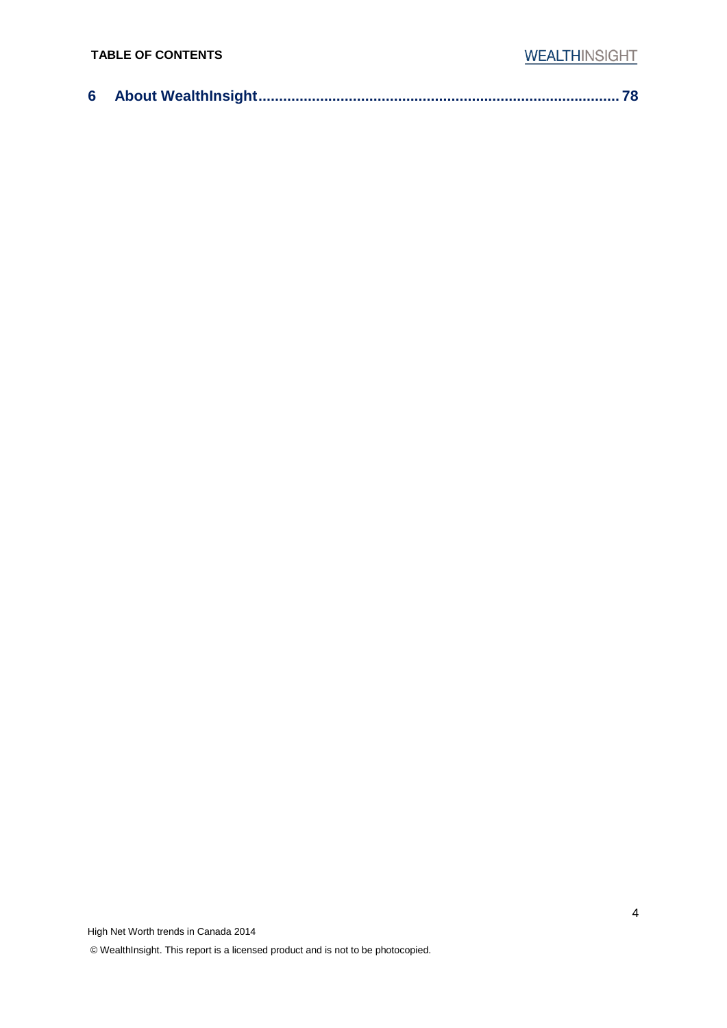6 About WealthInsight........................................................................................ 78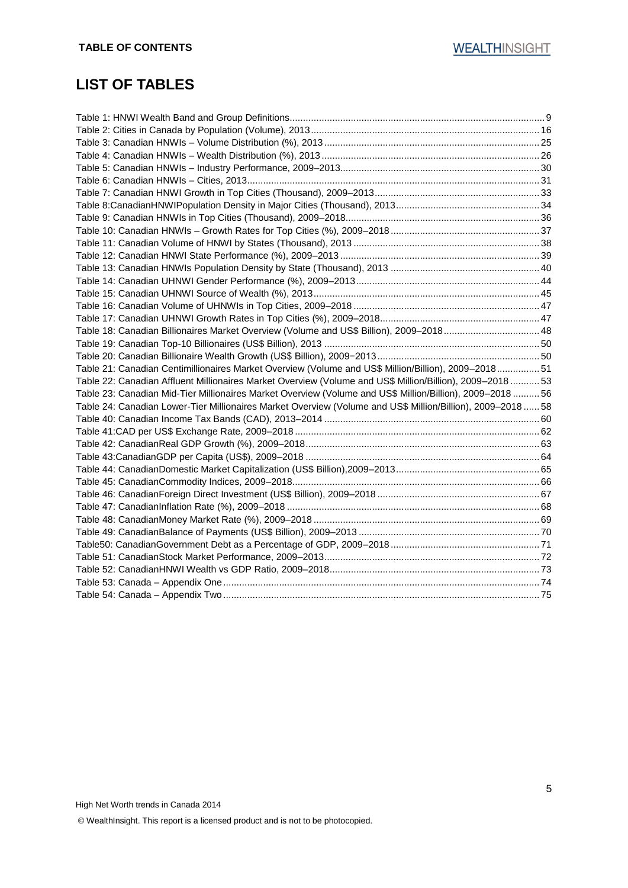## LIST OF TABLES

Table 1: HNWI Wealth Band and Group Definitions .......... 9
Table 2: Cities in Canada by Population (Volume), 2013 .......... 16
Table 3: Canadian HNWIs – Volume Distribution (%), 2013 .......... 25
Table 4: Canadian HNWIs – Wealth Distribution (%), 2013 .......... 26
Table 5: Canadian HNWIs – Industry Performance, 2009–2013 .......... 30
Table 6: Canadian HNWIs – Cities, 2013 .......... 31
Table 7: Canadian HNWI Growth in Top Cities (Thousand), 2009–2013 .......... 33
Table 8:CanadianHNWIPopulation Density in Major Cities (Thousand), 2013 .......... 34
Table 9: Canadian HNWIs in Top Cities (Thousand), 2009–2018 .......... 36
Table 10: Canadian HNWIs – Growth Rates for Top Cities (%), 2009–2018 .......... 37
Table 11: Canadian Volume of HNWI by States (Thousand), 2013 .......... 38
Table 12: Canadian HNWI State Performance (%), 2009–2013 .......... 39
Table 13: Canadian HNWIs Population Density by State (Thousand), 2013 .......... 40
Table 14: Canadian UHNWI Gender Performance (%), 2009–2013 .......... 44
Table 15: Canadian UHNWI Source of Wealth (%), 2013 .......... 45
Table 16: Canadian Volume of UHNWIs in Top Cities, 2009–2018 .......... 47
Table 17: Canadian UHNWI Growth Rates in Top Cities (%), 2009–2018 .......... 47
Table 18: Canadian Billionaires Market Overview (Volume and US$ Billion), 2009–2018 .......... 48
Table 19: Canadian Top-10 Billionaires (US$ Billion), 2013 .......... 50
Table 20: Canadian Billionaire Wealth Growth (US$ Billion), 2009−2013 .......... 50
Table 21: Canadian Centimillionaires Market Overview (Volume and US$ Million/Billion), 2009–2018 .......... 51
Table 22: Canadian Affluent Millionaires Market Overview (Volume and US$ Million/Billion), 2009–2018 .......... 53
Table 23: Canadian Mid-Tier Millionaires Market Overview (Volume and US$ Million/Billion), 2009–2018 .......... 56
Table 24: Canadian Lower-Tier Millionaires Market Overview (Volume and US$ Million/Billion), 2009–2018 .......... 58
Table 40: Canadian Income Tax Bands (CAD), 2013–2014 .......... 60
Table 41:CAD per US$ Exchange Rate, 2009–2018 .......... 62
Table 42: CanadianReal GDP Growth (%), 2009–2018 .......... 63
Table 43:CanadianGDP per Capita (US$), 2009–2018 .......... 64
Table 44: CanadianDomestic Market Capitalization (US$ Billion),2009–2013 .......... 65
Table 45: CanadianCommodity Indices, 2009–2018 .......... 66
Table 46: CanadianForeign Direct Investment (US$ Billion), 2009–2018 .......... 67
Table 47: CanadianInflation Rate (%), 2009–2018 .......... 68
Table 48: CanadianMoney Market Rate (%), 2009–2018 .......... 69
Table 49: CanadianBalance of Payments (US$ Billion), 2009–2013 .......... 70
Table50: CanadianGovernment Debt as a Percentage of GDP, 2009–2018 .......... 71
Table 51: CanadianStock Market Performance, 2009–2013 .......... 72
Table 52: CanadianHNWI Wealth vs GDP Ratio, 2009–2018 .......... 73
Table 53: Canada – Appendix One .......... 74
Table 54: Canada – Appendix Two .......... 75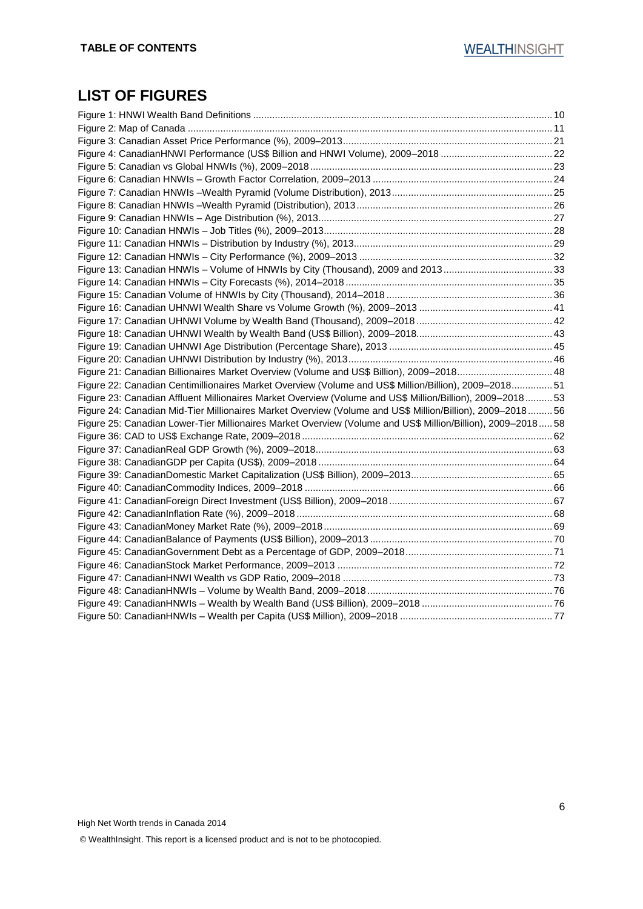## LIST OF FIGURES

Figure 1: HNWI Wealth Band Definitions ............ 10
Figure 2: Map of Canada ............ 11
Figure 3: Canadian Asset Price Performance (%), 2009–2013 ............ 21
Figure 4: CanadianHNWI Performance (US$ Billion and HNWI Volume), 2009–2018 ............ 22
Figure 5: Canadian vs Global HNWIs (%), 2009–2018 ............ 23
Figure 6: Canadian HNWIs – Growth Factor Correlation, 2009–2013 ............ 24
Figure 7: Canadian HNWIs –Wealth Pyramid (Volume Distribution), 2013 ............ 25
Figure 8: Canadian HNWIs –Wealth Pyramid (Distribution), 2013 ............ 26
Figure 9: Canadian HNWIs – Age Distribution (%), 2013 ............ 27
Figure 10: Canadian HNWIs – Job Titles (%), 2009–2013 ............ 28
Figure 11: Canadian HNWIs – Distribution by Industry (%), 2013 ............ 29
Figure 12: Canadian HNWIs – City Performance (%), 2009–2013 ............ 32
Figure 13: Canadian HNWIs – Volume of HNWIs by City (Thousand), 2009 and 2013 ............ 33
Figure 14: Canadian HNWIs – City Forecasts (%), 2014–2018 ............ 35
Figure 15: Canadian Volume of HNWIs by City (Thousand), 2014–2018 ............ 36
Figure 16: Canadian UHNWI Wealth Share vs Volume Growth (%), 2009–2013 ............ 41
Figure 17: Canadian UHNWI Volume by Wealth Band (Thousand), 2009–2018 ............ 42
Figure 18: Canadian UHNWI Wealth by Wealth Band (US$ Billion), 2009–2018 ............ 43
Figure 19: Canadian UHNWI Age Distribution (Percentage Share), 2013 ............ 45
Figure 20: Canadian UHNWI Distribution by Industry (%), 2013 ............ 46
Figure 21: Canadian Billionaires Market Overview (Volume and US$ Billion), 2009–2018 ............ 48
Figure 22: Canadian Centimillionaires Market Overview (Volume and US$ Million/Billion), 2009–2018 ............ 51
Figure 23: Canadian Affluent Millionaires Market Overview (Volume and US$ Million/Billion), 2009–2018 ............ 53
Figure 24: Canadian Mid-Tier Millionaires Market Overview (Volume and US$ Million/Billion), 2009–2018 ............ 56
Figure 25: Canadian Lower-Tier Millionaires Market Overview (Volume and US$ Million/Billion), 2009–2018 ............ 58
Figure 36: CAD to US$ Exchange Rate, 2009–2018 ............ 62
Figure 37: CanadianReal GDP Growth (%), 2009–2018 ............ 63
Figure 38: CanadianGDP per Capita (US$), 2009–2018 ............ 64
Figure 39: CanadianDomestic Market Capitalization (US$ Billion), 2009–2013 ............ 65
Figure 40: CanadianCommodity Indices, 2009–2018 ............ 66
Figure 41: CanadianForeign Direct Investment (US$ Billion), 2009–2018 ............ 67
Figure 42: CanadianInflation Rate (%), 2009–2018 ............ 68
Figure 43: CanadianMoney Market Rate (%), 2009–2018 ............ 69
Figure 44: CanadianBalance of Payments (US$ Billion), 2009–2013 ............ 70
Figure 45: CanadianGovernment Debt as a Percentage of GDP, 2009–2018 ............ 71
Figure 46: CanadianStock Market Performance, 2009–2013 ............ 72
Figure 47: CanadianHNWI Wealth vs GDP Ratio, 2009–2018 ............ 73
Figure 48: CanadianHNWIs – Volume by Wealth Band, 2009–2018 ............ 76
Figure 49: CanadianHNWIs – Wealth by Wealth Band (US$ Billion), 2009–2018 ............ 76
Figure 50: CanadianHNWIs – Wealth per Capita (US$ Million), 2009–2018 ............ 77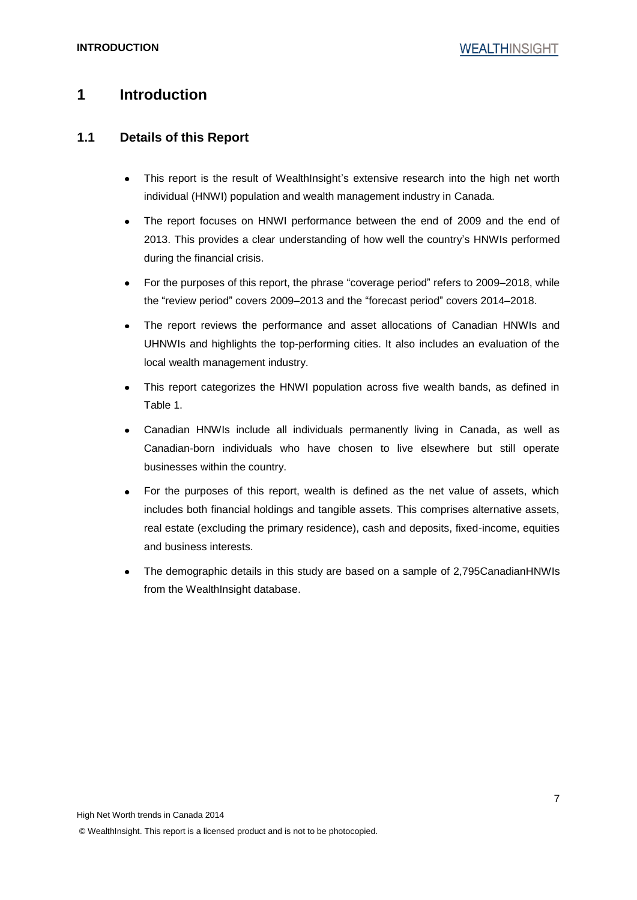# 1 Introduction

## 1.1 Details of this Report

- This report is the result of WealthInsight's extensive research into the high net worth individual (HNWI) population and wealth management industry in Canada.
- The report focuses on HNWI performance between the end of 2009 and the end of 2013. This provides a clear understanding of how well the country's HNWIs performed during the financial crisis.
- For the purposes of this report, the phrase "coverage period" refers to 2009–2018, while the "review period" covers 2009–2013 and the "forecast period" covers 2014–2018.
- The report reviews the performance and asset allocations of Canadian HNWIs and UHNWIs and highlights the top-performing cities. It also includes an evaluation of the local wealth management industry.
- This report categorizes the HNWI population across five wealth bands, as defined in Table 1.
- Canadian HNWIs include all individuals permanently living in Canada, as well as Canadian-born individuals who have chosen to live elsewhere but still operate businesses within the country.
- For the purposes of this report, wealth is defined as the net value of assets, which includes both financial holdings and tangible assets. This comprises alternative assets, real estate (excluding the primary residence), cash and deposits, fixed-income, equities and business interests.
- The demographic details in this study are based on a sample of 2,795CanadianHNWIs from the WealthInsight database.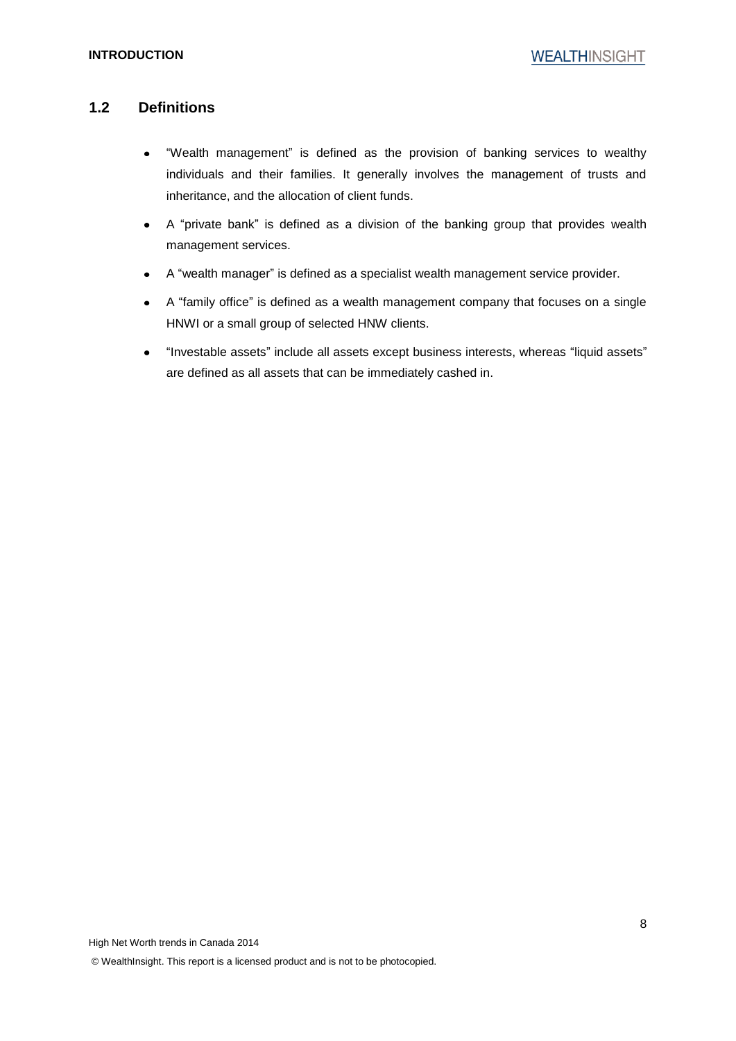## 1.2 Definitions

- "Wealth management" is defined as the provision of banking services to wealthy individuals and their families. It generally involves the management of trusts and inheritance, and the allocation of client funds.
- A "private bank" is defined as a division of the banking group that provides wealth management services.
- A "wealth manager" is defined as a specialist wealth management service provider.
- A "family office" is defined as a wealth management company that focuses on a single HNWI or a small group of selected HNW clients.
- "Investable assets" include all assets except business interests, whereas "liquid assets" are defined as all assets that can be immediately cashed in.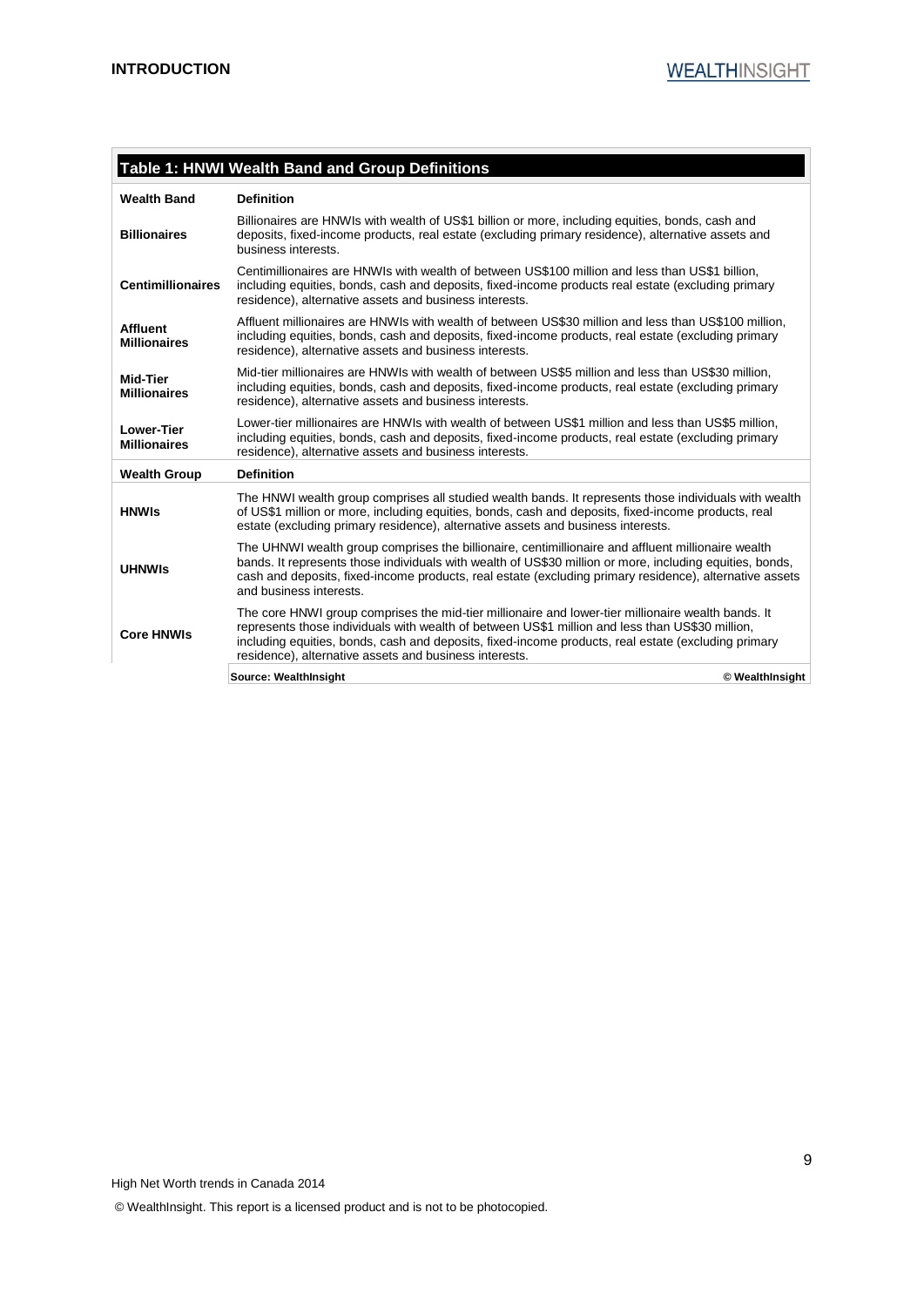**Table 1: HNWI Wealth Band and Group Definitions**

| Wealth Band | Definition |
|---|---|
| **Billionaires** | Billionaires are HNWIs with wealth of US$1 billion or more, including equities, bonds, cash and deposits, fixed-income products, real estate (excluding primary residence), alternative assets and business interests. |
| **Centimillionaires** | Centimillionaires are HNWIs with wealth of between US$100 million and less than US$1 billion, including equities, bonds, cash and deposits, fixed-income products real estate (excluding primary residence), alternative assets and business interests. |
| **Affluent Millionaires** | Affluent millionaires are HNWIs with wealth of between US$30 million and less than US$100 million, including equities, bonds, cash and deposits, fixed-income products, real estate (excluding primary residence), alternative assets and business interests. |
| **Mid-Tier Millionaires** | Mid-tier millionaires are HNWIs with wealth of between US$5 million and less than US$30 million, including equities, bonds, cash and deposits, fixed-income products, real estate (excluding primary residence), alternative assets and business interests. |
| **Lower-Tier Millionaires** | Lower-tier millionaires are HNWIs with wealth of between US$1 million and less than US$5 million, including equities, bonds, cash and deposits, fixed-income products, real estate (excluding primary residence), alternative assets and business interests. |
| **Wealth Group** | **Definition** |
| **HNWIs** | The HNWI wealth group comprises all studied wealth bands. It represents those individuals with wealth of US$1 million or more, including equities, bonds, cash and deposits, fixed-income products, real estate (excluding primary residence), alternative assets and business interests. |
| **UHNWIs** | The UHNWI wealth group comprises the billionaire, centimillionaire and affluent millionaire wealth bands. It represents those individuals with wealth of US$30 million or more, including equities, bonds, cash and deposits, fixed-income products, real estate (excluding primary residence), alternative assets and business interests. |
| **Core HNWIs** | The core HNWI group comprises the mid-tier millionaire and lower-tier millionaire wealth bands. It represents those individuals with wealth of between US$1 million and less than US$30 million, including equities, bonds, cash and deposits, fixed-income products, real estate (excluding primary residence), alternative assets and business interests. |

Source: WealthInsight © WealthInsight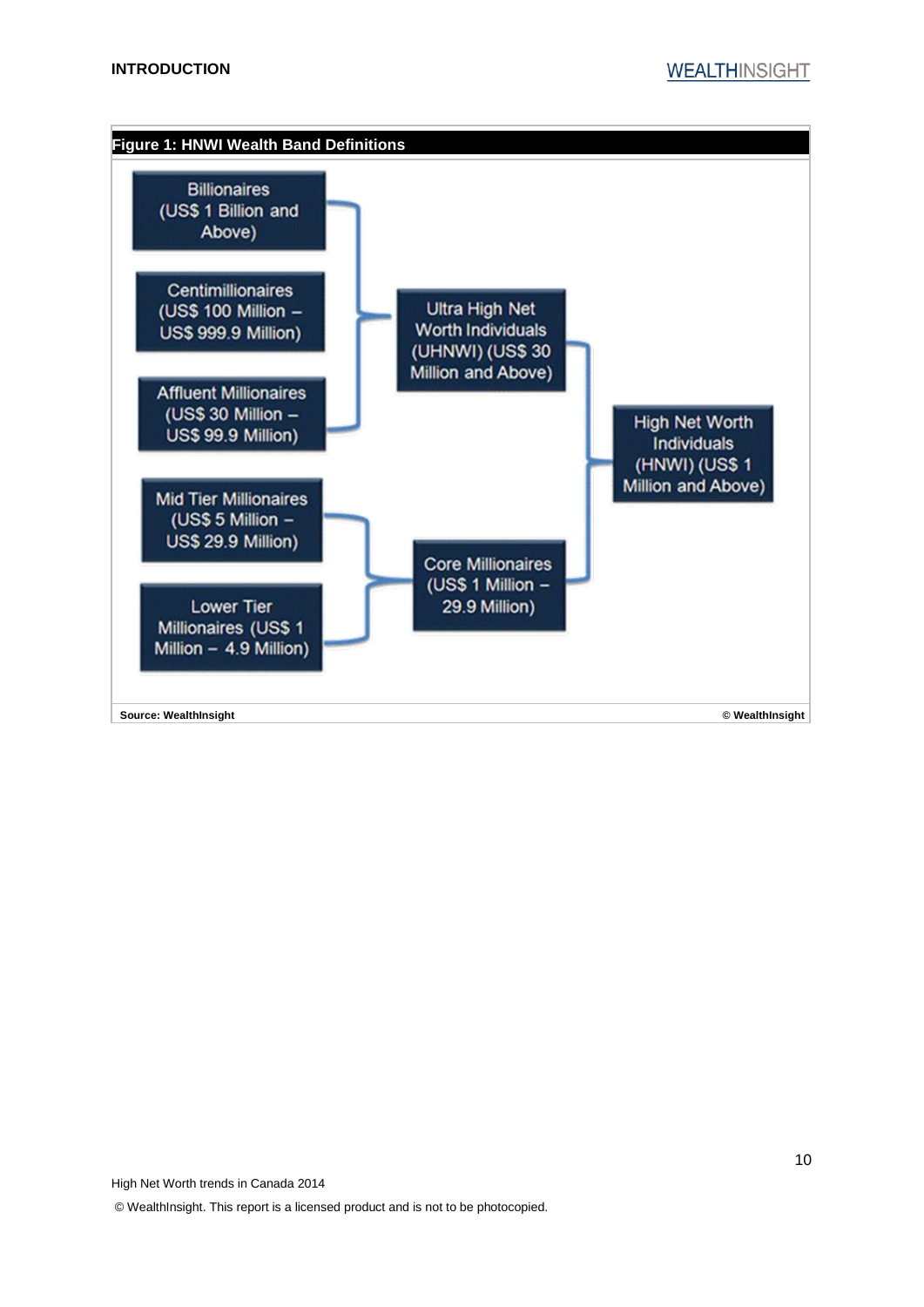**Figure 1: HNWI Wealth Band Definitions**

- Billionaires (US$ 1 Billion and Above)
- Centimillionaires (US$ 100 Million – US$ 999.9 Million)
- Affluent Millionaires (US$ 30 Million – US$ 99.9 Million)
- Ultra High Net Worth Individuals (UHNWI) (US$ 30 Million and Above)
- Mid Tier Millionaires (US$ 5 Million – US$ 29.9 Million)
- Lower Tier Millionaires (US$ 1 Million – 4.9 Million)
- Core Millionaires (US$ 1 Million – 29.9 Million)
- High Net Worth Individuals (HNWI) (US$ 1 Million and Above)

Source: WealthInsight © WealthInsight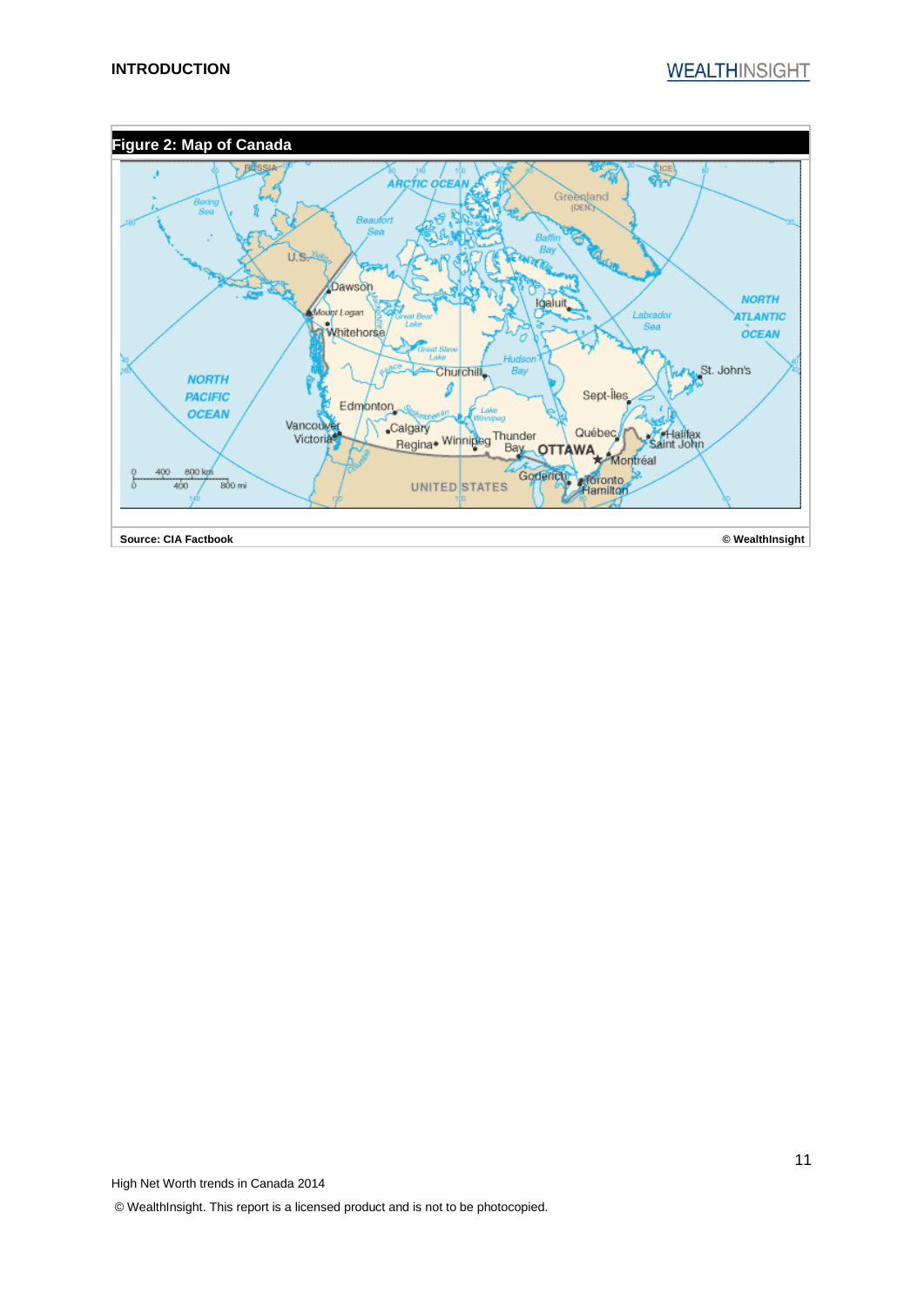**Figure 2: Map of Canada**

Source: CIA Factbook

© WealthInsight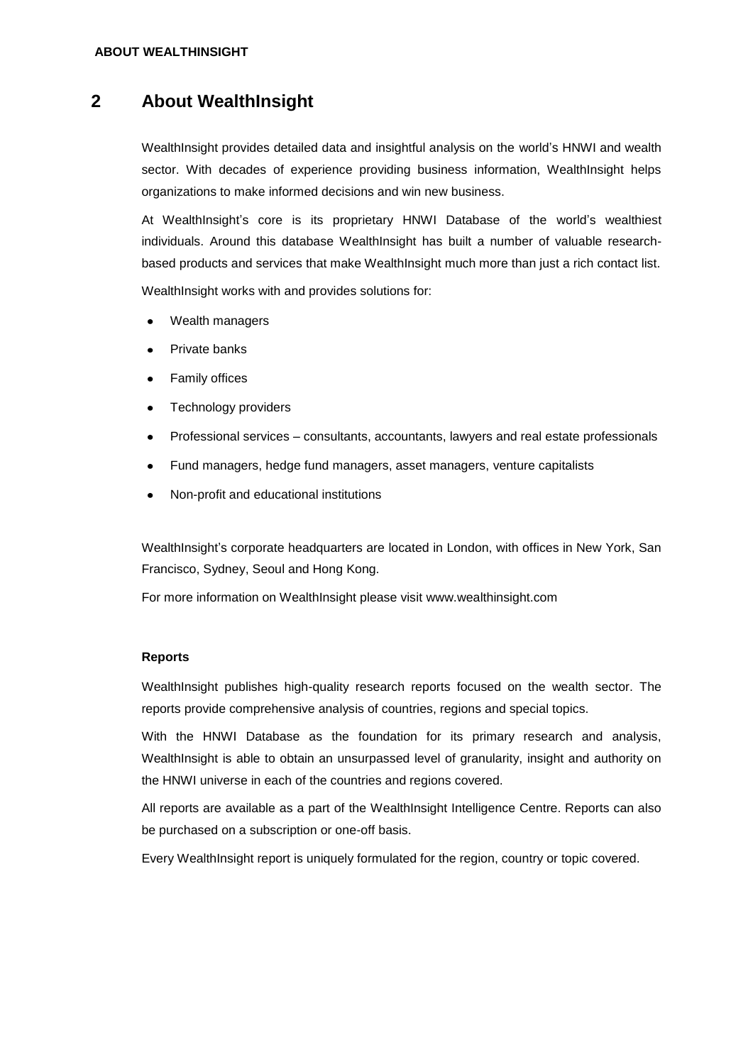# 2 About WealthInsight

WealthInsight provides detailed data and insightful analysis on the world's HNWI and wealth sector. With decades of experience providing business information, WealthInsight helps organizations to make informed decisions and win new business.

At WealthInsight's core is its proprietary HNWI Database of the world's wealthiest individuals. Around this database WealthInsight has built a number of valuable research-based products and services that make WealthInsight much more than just a rich contact list.

WealthInsight works with and provides solutions for:

- Wealth managers
- Private banks
- Family offices
- Technology providers
- Professional services – consultants, accountants, lawyers and real estate professionals
- Fund managers, hedge fund managers, asset managers, venture capitalists
- Non-profit and educational institutions

WealthInsight's corporate headquarters are located in London, with offices in New York, San Francisco, Sydney, Seoul and Hong Kong.

For more information on WealthInsight please visit www.wealthinsight.com

**Reports**

WealthInsight publishes high-quality research reports focused on the wealth sector. The reports provide comprehensive analysis of countries, regions and special topics.

With the HNWI Database as the foundation for its primary research and analysis, WealthInsight is able to obtain an unsurpassed level of granularity, insight and authority on the HNWI universe in each of the countries and regions covered.

All reports are available as a part of the WealthInsight Intelligence Centre. Reports can also be purchased on a subscription or one-off basis.

Every WealthInsight report is uniquely formulated for the region, country or topic covered.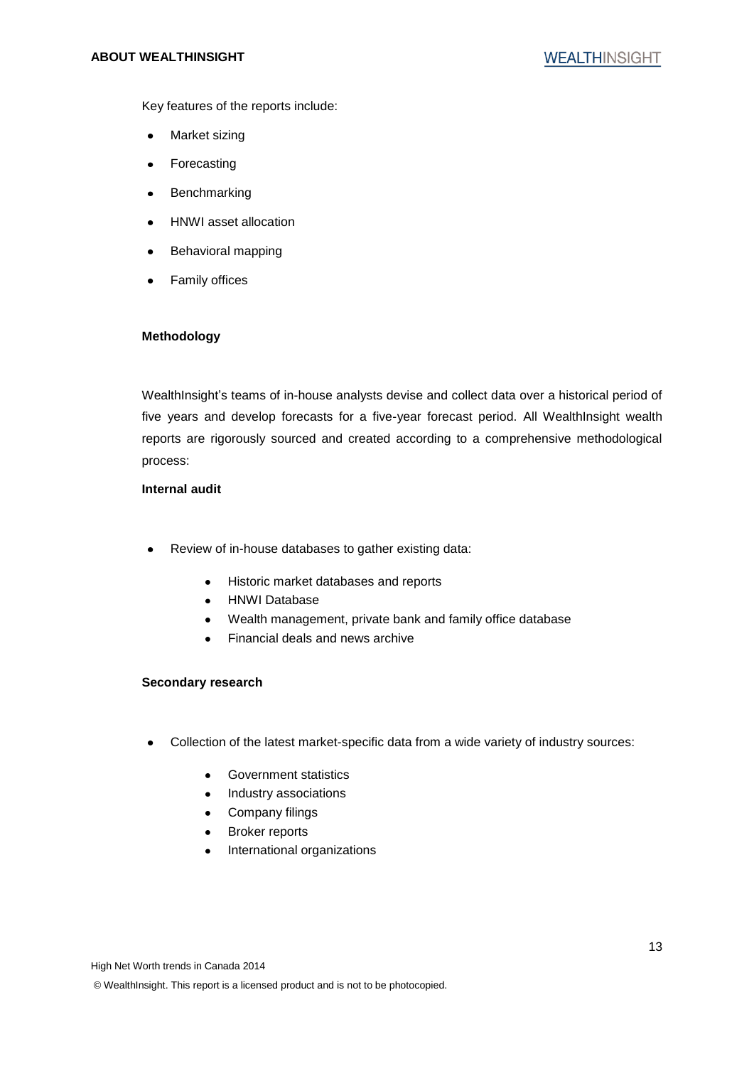Key features of the reports include:

- Market sizing
- Forecasting
- Benchmarking
- HNWI asset allocation
- Behavioral mapping
- Family offices

**Methodology**

WealthInsight's teams of in-house analysts devise and collect data over a historical period of five years and develop forecasts for a five-year forecast period. All WealthInsight wealth reports are rigorously sourced and created according to a comprehensive methodological process:

**Internal audit**

- Review of in-house databases to gather existing data:
  - Historic market databases and reports
  - HNWI Database
  - Wealth management, private bank and family office database
  - Financial deals and news archive

**Secondary research**

- Collection of the latest market-specific data from a wide variety of industry sources:
  - Government statistics
  - Industry associations
  - Company filings
  - Broker reports
  - International organizations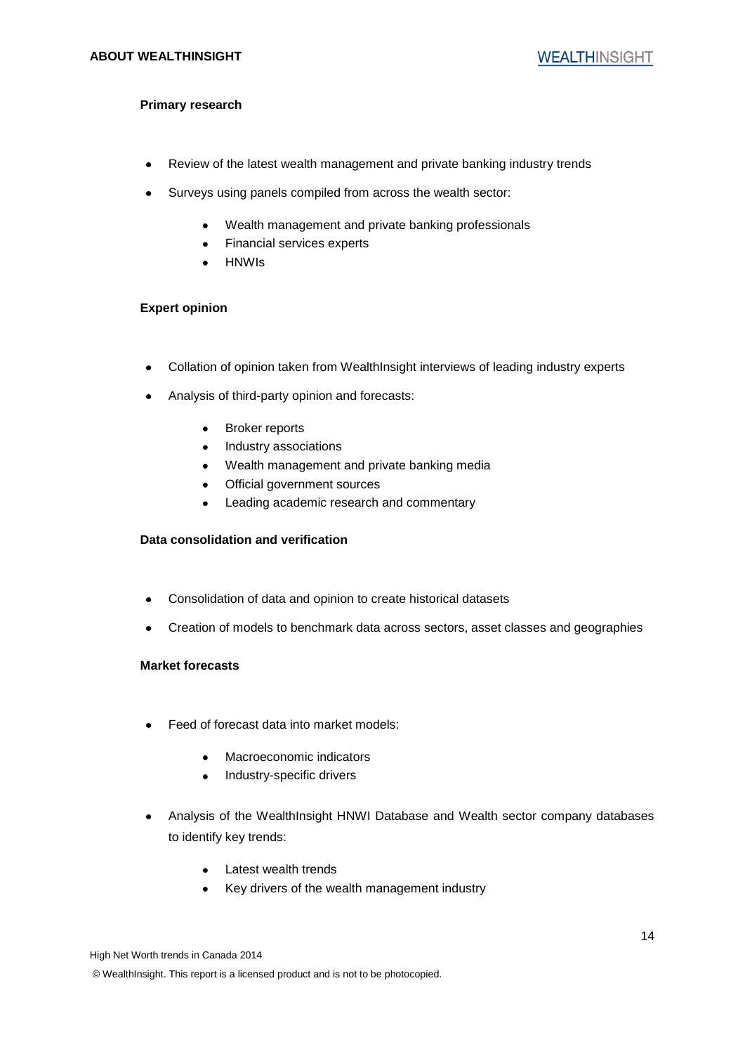**Primary research**

- Review of the latest wealth management and private banking industry trends
- Surveys using panels compiled from across the wealth sector:
  - Wealth management and private banking professionals
  - Financial services experts
  - HNWIs

**Expert opinion**

- Collation of opinion taken from WealthInsight interviews of leading industry experts
- Analysis of third-party opinion and forecasts:
  - Broker reports
  - Industry associations
  - Wealth management and private banking media
  - Official government sources
  - Leading academic research and commentary

**Data consolidation and verification**

- Consolidation of data and opinion to create historical datasets
- Creation of models to benchmark data across sectors, asset classes and geographies

**Market forecasts**

- Feed of forecast data into market models:
  - Macroeconomic indicators
  - Industry-specific drivers
- Analysis of the WealthInsight HNWI Database and Wealth sector company databases to identify key trends:
  - Latest wealth trends
  - Key drivers of the wealth management industry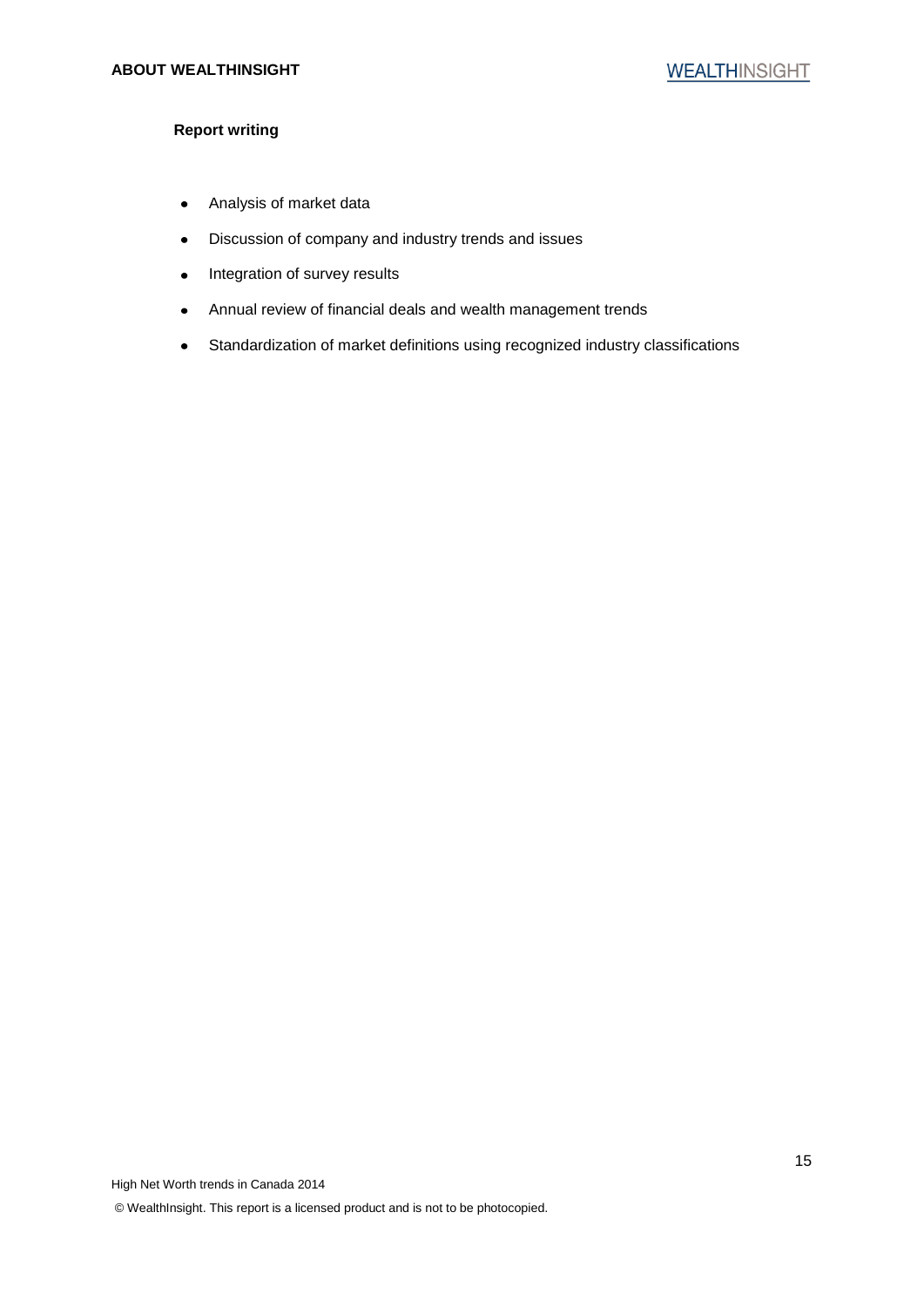**Report writing**

- Analysis of market data
- Discussion of company and industry trends and issues
- Integration of survey results
- Annual review of financial deals and wealth management trends
- Standardization of market definitions using recognized industry classifications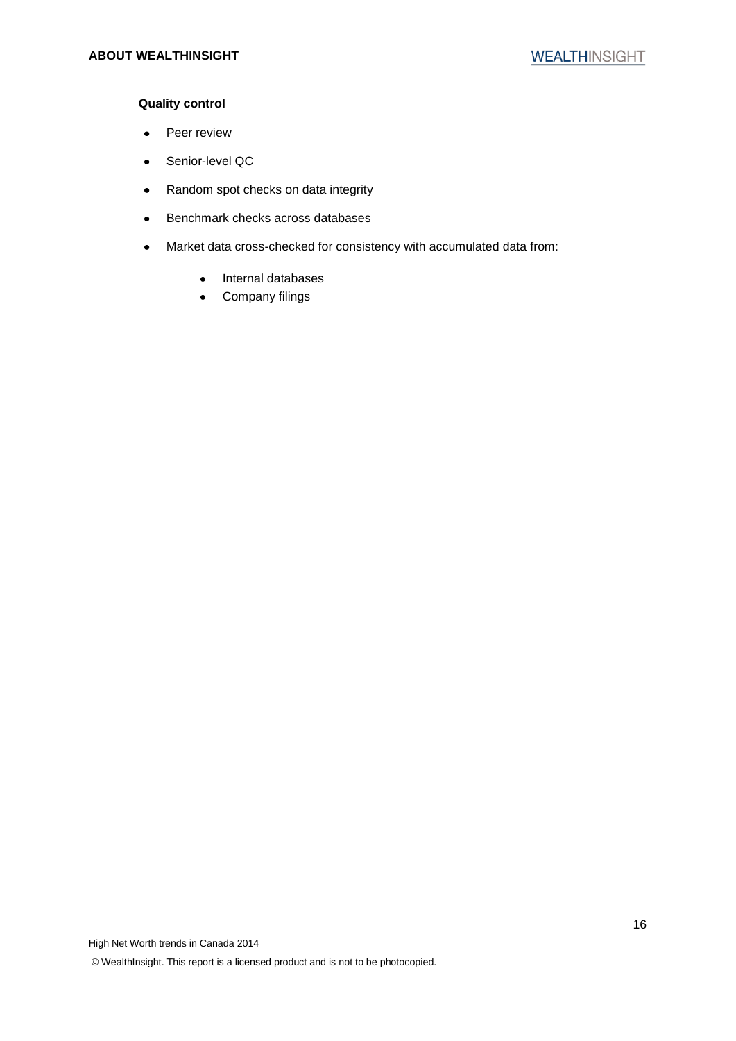**Quality control**

- Peer review
- Senior-level QC
- Random spot checks on data integrity
- Benchmark checks across databases
- Market data cross-checked for consistency with accumulated data from:
    - Internal databases
    - Company filings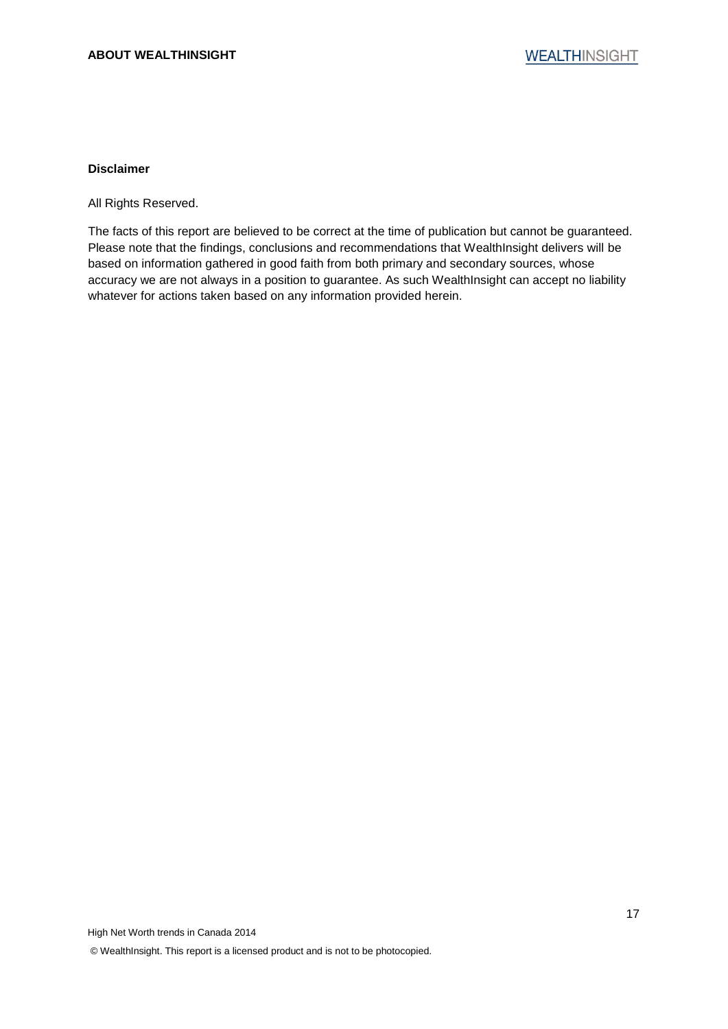### Disclaimer

All Rights Reserved.

The facts of this report are believed to be correct at the time of publication but cannot be guaranteed. Please note that the findings, conclusions and recommendations that WealthInsight delivers will be based on information gathered in good faith from both primary and secondary sources, whose accuracy we are not always in a position to guarantee. As such WealthInsight can accept no liability whatever for actions taken based on any information provided herein.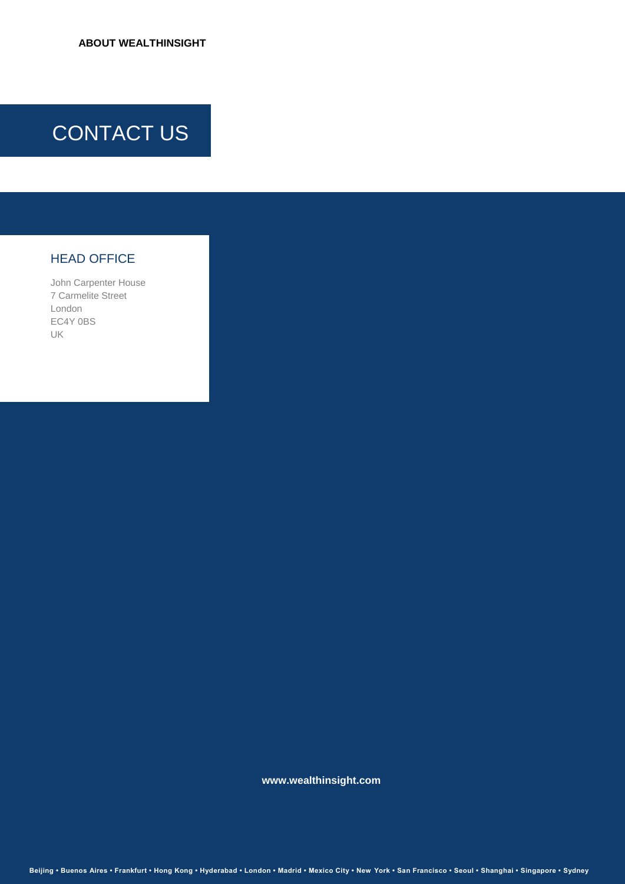**ABOUT WEALTHINSIGHT**

# CONTACT US

## HEAD OFFICE

John Carpenter House
7 Carmelite Street
London
EC4Y 0BS
UK

**www.wealthinsight.com**

**Beijing • Buenos Aires • Frankfurt • Hong Kong • Hyderabad • London • Madrid • Mexico City • New York • San Francisco • Seoul • Shanghai • Singapore • Sydney**